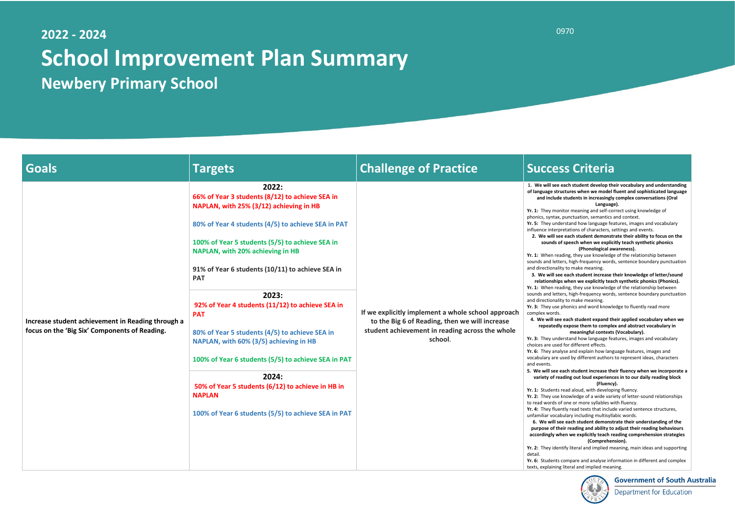2022 - 2024

# School Improvement Plan Summary

## Newbery Primary School

0970

| Goals | Targets | Challenge of Practice | Success Criteria |
| --- | --- | --- | --- |
| Increase student achievement in Reading through a focus on the 'Big Six' Components of Reading. | **2022:**<br>66% of Year 3 students (8/12) to achieve SEA in NAPLAN, with 25% (3/12) achieving in HB<br><br>80% of Year 4 students (4/5) to achieve SEA in PAT<br><br>100% of Year 5 students (5/5) to achieve SEA in NAPLAN, with 20% achieving in HB<br><br>91% of Year 6 students (10/11) to achieve SEA in PAT<br><br>**2023:**<br>92% of Year 4 students (11/12) to achieve SEA in PAT<br><br>80% of Year 5 students (4/5) to achieve SEA in NAPLAN, with 60% (3/5) achieving in HB<br><br>100% of Year 6 students (5/5) to achieve SEA in PAT<br><br>**2024:**<br>50% of Year 5 students (6/12) to achieve in HB in NAPLAN<br><br>100% of Year 6 students (5/5) to achieve SEA in PAT | If we explicitly implement a whole school approach to the Big 6 of Reading, then we will increase student achievement in reading across the whole school. | **1. We will see each student develop their vocabulary and understanding of language structures when we model fluent and sophisticated language and include students in increasingly complex conversations (Oral Language).**<br>**Yr. 1:** They monitor meaning and self-correct using knowledge of phonics, syntax, punctuation, semantics and context.<br>**Yr. 5:** They understand how language features, images and vocabulary influence interpretations of characters, settings and events.<br>**2. We will see each student demonstrate their ability to focus on the sounds of speech when we explicitly teach synthetic phonics (Phonological awareness).**<br>**Yr. 1:** When reading, they use knowledge of the relationship between sounds and letters, high-frequency words, sentence boundary punctuation and directionality to make meaning.<br>**3. We will see each student increase their knowledge of letter/sound relationships when we explicitly teach synthetic phonics (Phonics).**<br>**Yr. 1:** When reading, they use knowledge of the relationship between sounds and letters, high-frequency words, sentence boundary punctuation and directionality to make meaning.<br>**Yr. 3:** They use phonics and word knowledge to fluently read more complex words.<br>**4. We will see each student expand their applied vocabulary when we repeatedly expose them to complex and abstract vocabulary in meaningful contexts (Vocabulary).**<br>**Yr. 3:** They understand how language features, images and vocabulary choices are used for different effects.<br>**Yr. 6:** They analyse and explain how language features, images and vocabulary are used by different authors to represent ideas, characters and events.<br>**5. We will see each student increase their fluency when we incorporate a variety of reading out loud experiences in to our daily reading block (Fluency).**<br>**Yr. 1:** Students read aloud, with developing fluency.<br>**Yr. 2:** They use knowledge of a wide variety of letter-sound relationships to read words of one or more syllables with fluency.<br>**Yr. 4:** They fluently read texts that include varied sentence structures, unfamiliar vocabulary including multisyllabic words.<br>**6. We will see each student demonstrate their understanding of the purpose of their reading and ability to adjust their reading behaviours accordingly when we explicitly teach reading comprehension strategies (Comprehension).**<br>**Yr. 2:** They identify literal and implied meaning, main ideas and supporting detail.<br>**Yr. 6:** Students compare and analyse information in different and complex texts, explaining literal and implied meaning. |

Government of South Australia
Department for Education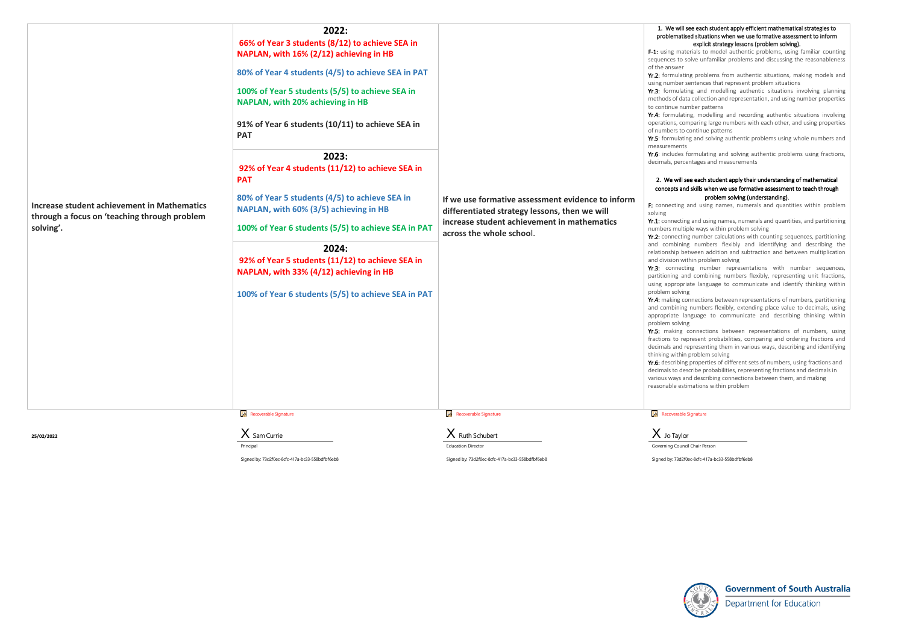| | | | |
|---|---|---|---|
| **Increase student achievement in Mathematics through a focus on 'teaching through problem solving'.** | **2022:**<br>**66% of Year 3 students (8/12) to achieve SEA in NAPLAN, with 16% (2/12) achieving in HB**<br>**80% of Year 4 students (4/5) to achieve SEA in PAT**<br>**100% of Year 5 students (5/5) to achieve SEA in NAPLAN, with 20% achieving in HB**<br>**91% of Year 6 students (10/11) to achieve SEA in PAT**<br>**2023:**<br>**92% of Year 4 students (11/12) to achieve SEA in PAT**<br>**80% of Year 5 students (4/5) to achieve SEA in NAPLAN, with 60% (3/5) achieving in HB**<br>**100% of Year 6 students (5/5) to achieve SEA in PAT**<br>**2024:**<br>**92% of Year 5 students (11/12) to achieve SEA in NAPLAN, with 33% (4/12) achieving in HB**<br>**100% of Year 6 students (5/5) to achieve SEA in PAT** | **If we use formative assessment evidence to inform differentiated strategy lessons, then we will increase student achievement in mathematics across the whole school**. | 1. We will see each student apply efficient mathematical strategies to problematised situations when we use formative assessment to inform explicit strategy lessons (problem solving).<br>**F-1:** using materials to model authentic problems, using familiar counting sequences to solve unfamiliar problems and discussing the reasonableness of the answer<br>**Yr.2:** formulating problems from authentic situations, making models and using number sentences that represent problem situations<br>**Yr.3:** formulating and modelling authentic situations involving planning methods of data collection and representation, and using number properties to continue number patterns<br>**Yr.4:** formulating, modelling and recording authentic situations involving operations, comparing large numbers with each other, and using properties of numbers to continue patterns<br>**Yr.5**: formulating and solving authentic problems using whole numbers and measurements<br>**Yr.6**: includes formulating and solving authentic problems using fractions, decimals, percentages and measurements<br>2. We will see each student apply their understanding of mathematical concepts and skills when we use formative assessment to teach through problem solving (understanding).<br>**F:** connecting and using names, numerals and quantities within problem solving<br>**Yr.1:** connecting and using names, numerals and quantities, and partitioning numbers multiple ways within problem solving<br>**Yr.2:** connecting number calculations with counting sequences, partitioning and combining numbers flexibly and identifying and describing the relationship between addition and subtraction and between multiplication and division within problem solving<br>**Yr.3:** connecting number representations with number sequences, partitioning and combining numbers flexibly, representing unit fractions, using appropriate language to communicate and identify thinking within problem solving<br>**Yr.4:** making connections between representations of numbers, partitioning and combining numbers flexibly, extending place value to decimals, using appropriate language to communicate and describing thinking within problem solving<br>**Yr.5:** making connections between representations of numbers, using fractions to represent probabilities, comparing and ordering fractions and decimals and representing them in various ways, describing and identifying thinking within problem solving<br>**Yr.6:** describing properties of different sets of numbers, using fractions and decimals to describe probabilities, representing fractions and decimals in various ways and describing connections between them, and making reasonable estimations within problem |

**25/02/2022**

Recoverable Signature

X Sam Currie

Principal

Signed by: 73d2f0ec-8cfc-417a-bc33-558bdfbf6eb8

Recoverable Signature

X Ruth Schubert

Education Director

Signed by: 73d2f0ec-8cfc-417a-bc33-558bdfbf6eb8

Recoverable Signature

X Jo Taylor

Governing Council Chair Person

Signed by: 73d2f0ec-8cfc-417a-bc33-558bdfbf6eb8

Government of South Australia
Department for Education